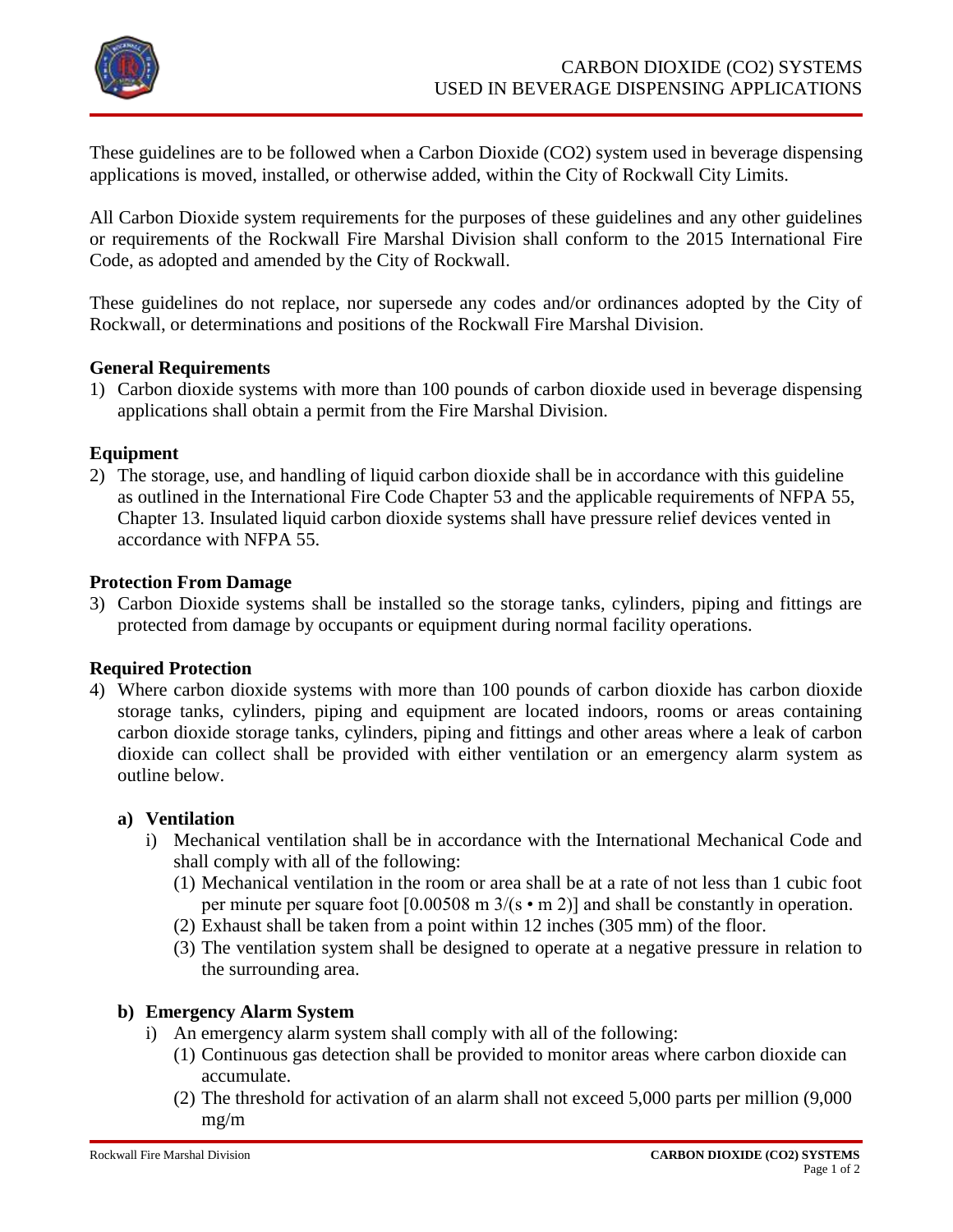# CARBON DIOXIDE (CO2) SYSTEMS USED IN BEVERAGE DISPENSING APPLICATIONS

These guidelines are to be followed when a Carbon Dioxide (CO2) system used in beverage dispensing applications is moved, installed, or otherwise added, within the City of Rockwall City Limits.

All Carbon Dioxide system requirements for the purposes of these guidelines and any other guidelines or requirements of the Rockwall Fire Marshal Division shall conform to the 2015 International Fire Code, as adopted and amended by the City of Rockwall.

These guidelines do not replace, nor supersede any codes and/or ordinances adopted by the City of Rockwall, or determinations and positions of the Rockwall Fire Marshal Division.

**General Requirements**

1) Carbon dioxide systems with more than 100 pounds of carbon dioxide used in beverage dispensing applications shall obtain a permit from the Fire Marshal Division.

**Equipment**

2) The storage, use, and handling of liquid carbon dioxide shall be in accordance with this guideline as outlined in the International Fire Code Chapter 53 and the applicable requirements of NFPA 55, Chapter 13. Insulated liquid carbon dioxide systems shall have pressure relief devices vented in accordance with NFPA 55.

**Protection From Damage**

3) Carbon Dioxide systems shall be installed so the storage tanks, cylinders, piping and fittings are protected from damage by occupants or equipment during normal facility operations.

**Required Protection**

4) Where carbon dioxide systems with more than 100 pounds of carbon dioxide has carbon dioxide storage tanks, cylinders, piping and equipment are located indoors, rooms or areas containing carbon dioxide storage tanks, cylinders, piping and fittings and other areas where a leak of carbon dioxide can collect shall be provided with either ventilation or an emergency alarm system as outline below.

   **a) Ventilation**

      i) Mechanical ventilation shall be in accordance with the International Mechanical Code and shall comply with all of the following:

         (1) Mechanical ventilation in the room or area shall be at a rate of not less than 1 cubic foot per minute per square foot [0.00508 m 3/(s • m 2)] and shall be constantly in operation.

         (2) Exhaust shall be taken from a point within 12 inches (305 mm) of the floor.

         (3) The ventilation system shall be designed to operate at a negative pressure in relation to the surrounding area.

   **b) Emergency Alarm System**

      i) An emergency alarm system shall comply with all of the following:

         (1) Continuous gas detection shall be provided to monitor areas where carbon dioxide can accumulate.

         (2) The threshold for activation of an alarm shall not exceed 5,000 parts per million (9,000 mg/m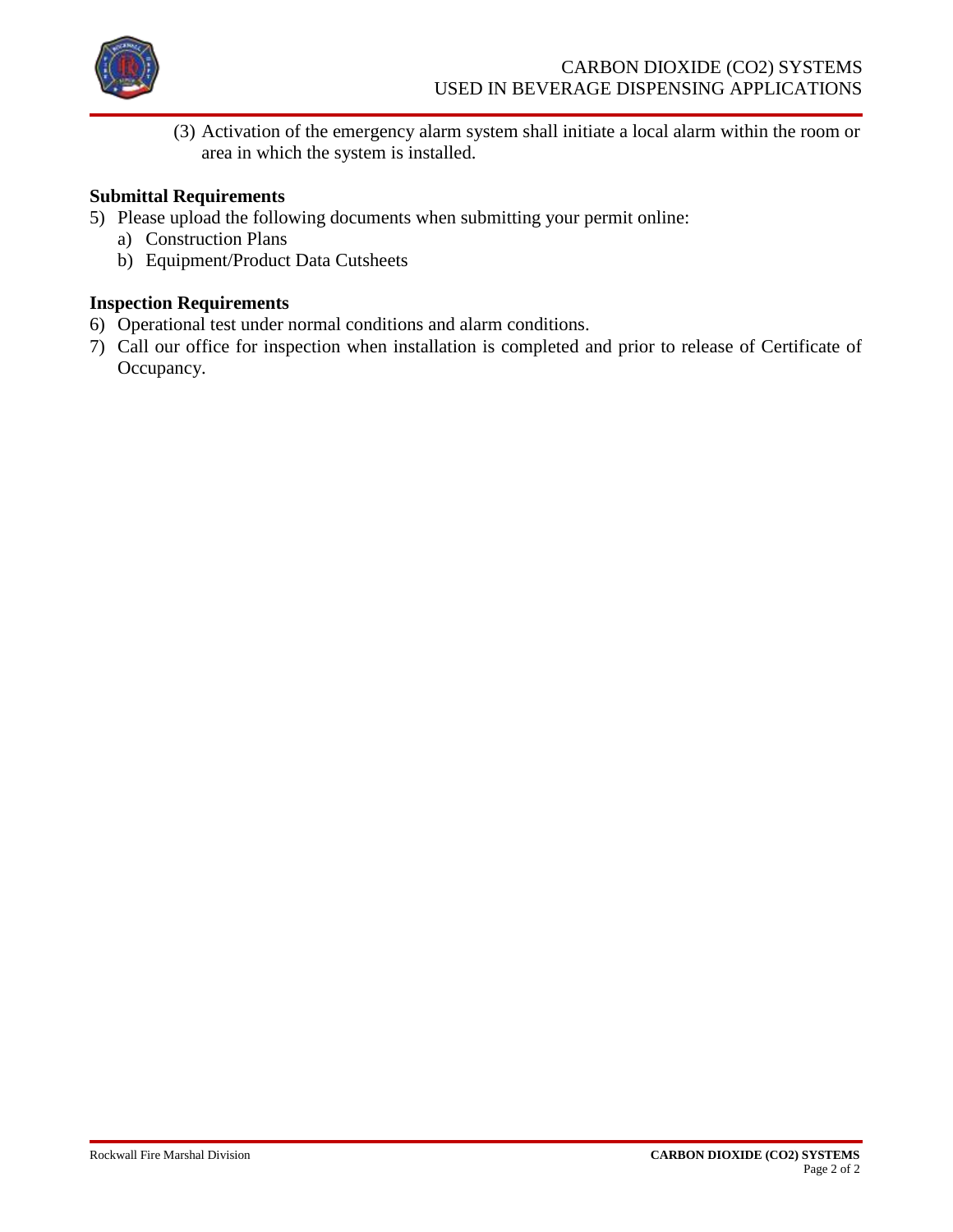(3) Activation of the emergency alarm system shall initiate a local alarm within the room or area in which the system is installed.

**Submittal Requirements**

5) Please upload the following documents when submitting your permit online:
   a) Construction Plans
   b) Equipment/Product Data Cutsheets

**Inspection Requirements**

6) Operational test under normal conditions and alarm conditions.
7) Call our office for inspection when installation is completed and prior to release of Certificate of Occupancy.